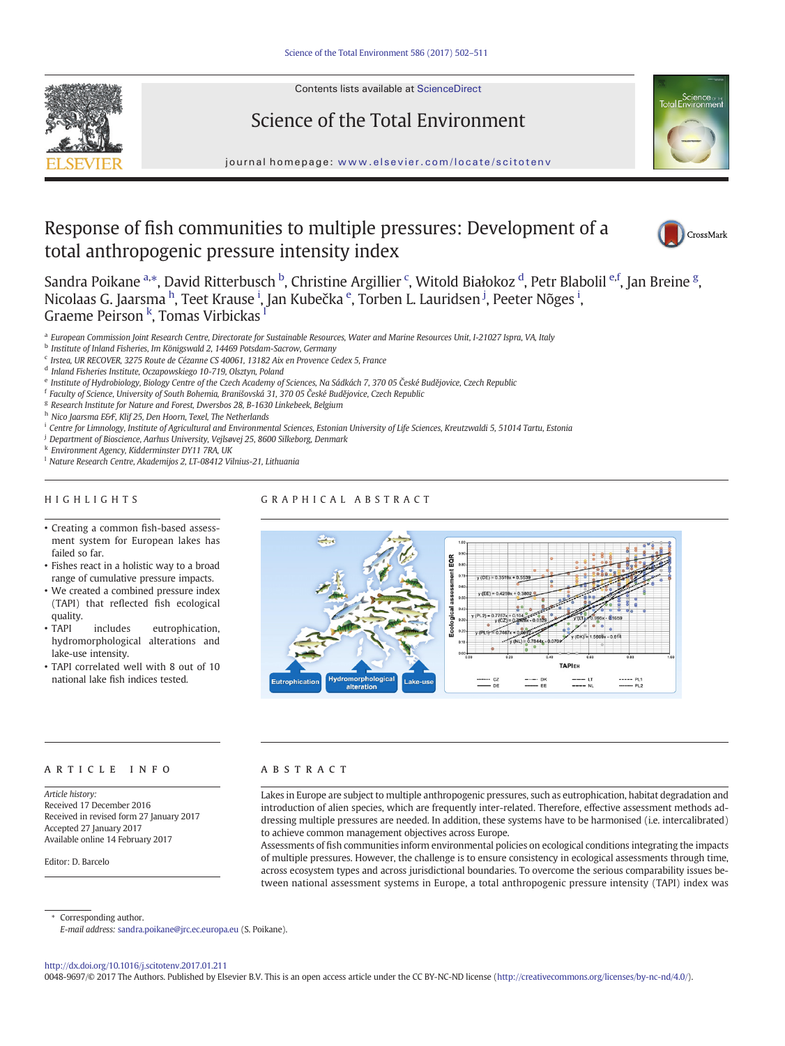Contents lists available at ScienceDirect

# Science of the Total Environment

journal homepage: www.elsevier.com/locate/scitotenv

# Response of fish communities to multiple pressures: Development of a total anthropogenic pressure intensity index

Sandra Poikane [a,*], David Ritterbusch [b], Christine Argillier [c], Witold Białokoz [d], Petr Blabolil [e,f], Jan Breine [g], Nicolaas G. Jaarsma [h], Teet Krause [i], Jan Kubečka [e], Torben L. Lauridsen [j], Peeter Nõges [i], Graeme Peirson [k], Tomas Virbickas [l]

[a] European Commission Joint Research Centre, Directorate for Sustainable Resources, Water and Marine Resources Unit, I-21027 Ispra, VA, Italy
[b] Institute of Inland Fisheries, Im Königswald 2, 14469 Potsdam-Sacrow, Germany
[c] Irstea, UR RECOVER, 3275 Route de Cézanne CS 40061, 13182 Aix en Provence Cedex 5, France
[d] Inland Fisheries Institute, Oczapowskiego 10-719, Olsztyn, Poland
[e] Institute of Hydrobiology, Biology Centre of the Czech Academy of Sciences, Na Sádkách 7, 370 05 České Budějovice, Czech Republic
[f] Faculty of Science, University of South Bohemia, Branišovská 31, 370 05 České Budějovice, Czech Republic
[g] Research Institute for Nature and Forest, Dwersbos 28, B-1630 Linkebeek, Belgium
[h] Nico Jaarsma E&F, Klif 25, Den Hoorn, Texel, The Netherlands
[i] Centre for Limnology, Institute of Agricultural and Environmental Sciences, Estonian University of Life Sciences, Kreutzwaldi 5, 51014 Tartu, Estonia
[j] Department of Bioscience, Aarhus University, Vejlsøvej 25, 8600 Silkeborg, Denmark
[k] Environment Agency, Kidderminster DY11 7RA, UK
[l] Nature Research Centre, Akademijos 2, LT-08412 Vilnius-21, Lithuania

## HIGHLIGHTS

- Creating a common fish-based assessment system for European lakes has failed so far.
- Fishes react in a holistic way to a broad range of cumulative pressure impacts.
- We created a combined pressure index (TAPI) that reflected fish ecological quality.
- TAPI includes eutrophication, hydromorphological alterations and lake-use intensity.
- TAPI correlated well with 8 out of 10 national lake fish indices tested.

## GRAPHICAL ABSTRACT

## ARTICLE INFO

*Article history:*
Received 17 December 2016
Received in revised form 27 January 2017
Accepted 27 January 2017
Available online 14 February 2017

Editor: D. Barcelo

## ABSTRACT

Lakes in Europe are subject to multiple anthropogenic pressures, such as eutrophication, habitat degradation and introduction of alien species, which are frequently inter-related. Therefore, effective assessment methods addressing multiple pressures are needed. In addition, these systems have to be harmonised (i.e. intercalibrated) to achieve common management objectives across Europe.

Assessments of fish communities inform environmental policies on ecological conditions integrating the impacts of multiple pressures. However, the challenge is to ensure consistency in ecological assessments through time, across ecosystem types and across jurisdictional boundaries. To overcome the serious comparability issues between national assessment systems in Europe, a total anthropogenic pressure intensity (TAPI) index was

* Corresponding author.
*E-mail address:* sandra.poikane@jrc.ec.europa.eu (S. Poikane).

http://dx.doi.org/10.1016/j.scitotenv.2017.01.211
0048-9697/© 2017 The Authors. Published by Elsevier B.V. This is an open access article under the CC BY-NC-ND license (http://creativecommons.org/licenses/by-nc-nd/4.0/).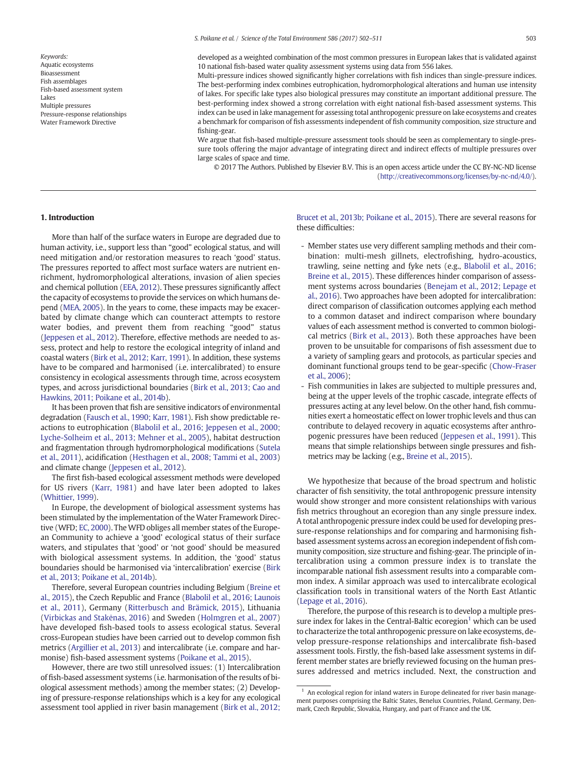Keywords:
Aquatic ecosystems
Bioassessment
Fish assemblages
Fish-based assessment system
Lakes
Multiple pressures
Pressure-response relationships
Water Framework Directive

developed as a weighted combination of the most common pressures in European lakes that is validated against 10 national fish-based water quality assessment systems using data from 556 lakes.

Multi-pressure indices showed significantly higher correlations with fish indices than single-pressure indices. The best-performing index combines eutrophication, hydromorphological alterations and human use intensity of lakes. For specific lake types also biological pressures may constitute an important additional pressure. The best-performing index showed a strong correlation with eight national fish-based assessment systems. This index can be used in lake management for assessing total anthropogenic pressure on lake ecosystems and creates a benchmark for comparison of fish assessments independent of fish community composition, size structure and fishing-gear.

We argue that fish-based multiple-pressure assessment tools should be seen as complementary to single-pressure tools offering the major advantage of integrating direct and indirect effects of multiple pressures over large scales of space and time.

© 2017 The Authors. Published by Elsevier B.V. This is an open access article under the CC BY-NC-ND license (http://creativecommons.org/licenses/by-nc-nd/4.0/).

## 1. Introduction

More than half of the surface waters in Europe are degraded due to human activity, i.e., support less than "good" ecological status, and will need mitigation and/or restoration measures to reach 'good' status. The pressures reported to affect most surface waters are nutrient enrichment, hydromorphological alterations, invasion of alien species and chemical pollution (EEA, 2012). These pressures significantly affect the capacity of ecosystems to provide the services on which humans depend (MEA, 2005). In the years to come, these impacts may be exacerbated by climate change which can counteract attempts to restore water bodies, and prevent them from reaching "good" status (Jeppesen et al., 2012). Therefore, effective methods are needed to assess, protect and help to restore the ecological integrity of inland and coastal waters (Birk et al., 2012; Karr, 1991). In addition, these systems have to be compared and harmonised (i.e. intercalibrated) to ensure consistency in ecological assessments through time, across ecosystem types, and across jurisdictional boundaries (Birk et al., 2013; Cao and Hawkins, 2011; Poikane et al., 2014b).

It has been proven that fish are sensitive indicators of environmental degradation (Fausch et al., 1990; Karr, 1981). Fish show predictable reactions to eutrophication (Blabolil et al., 2016; Jeppesen et al., 2000; Lyche-Solheim et al., 2013; Mehner et al., 2005), habitat destruction and fragmentation through hydromorphological modifications (Sutela et al., 2011), acidification (Hesthagen et al., 2008; Tammi et al., 2003) and climate change (Jeppesen et al., 2012).

The first fish-based ecological assessment methods were developed for US rivers (Karr, 1981) and have later been adopted to lakes (Whittier, 1999).

In Europe, the development of biological assessment systems has been stimulated by the implementation of the Water Framework Directive (WFD; EC, 2000). The WFD obliges all member states of the European Community to achieve a 'good' ecological status of their surface waters, and stipulates that 'good' or 'not good' should be measured with biological assessment systems. In addition, the 'good' status boundaries should be harmonised via 'intercalibration' exercise (Birk et al., 2013; Poikane et al., 2014b).

Therefore, several European countries including Belgium (Breine et al., 2015), the Czech Republic and France (Blabolil et al., 2016; Launois et al., 2011), Germany (Ritterbusch and Brämick, 2015), Lithuania (Virbickas and Stakėnas, 2016) and Sweden (Holmgren et al., 2007) have developed fish-based tools to assess ecological status. Several cross-European studies have been carried out to develop common fish metrics (Argillier et al., 2013) and intercalibrate (i.e. compare and harmonise) fish-based assessment systems (Poikane et al., 2015).

However, there are two still unresolved issues: (1) Intercalibration of fish-based assessment systems (i.e. harmonisation of the results of biological assessment methods) among the member states; (2) Developing of pressure-response relationships which is a key for any ecological assessment tool applied in river basin management (Birk et al., 2012; Brucet et al., 2013b; Poikane et al., 2015). There are several reasons for these difficulties:

- Member states use very different sampling methods and their combination: multi-mesh gillnets, electrofishing, hydro-acoustics, trawling, seine netting and fyke nets (e.g., Blabolil et al., 2016; Breine et al., 2015). These differences hinder comparison of assessment systems across boundaries (Benejam et al., 2012; Lepage et al., 2016). Two approaches have been adopted for intercalibration: direct comparison of classification outcomes applying each method to a common dataset and indirect comparison where boundary values of each assessment method is converted to common biological metrics (Birk et al., 2013). Both these approaches have been proven to be unsuitable for comparisons of fish assessment due to a variety of sampling gears and protocols, as particular species and dominant functional groups tend to be gear-specific (Chow-Fraser et al., 2006);
- Fish communities in lakes are subjected to multiple pressures and, being at the upper levels of the trophic cascade, integrate effects of pressures acting at any level below. On the other hand, fish communities exert a homeostatic effect on lower trophic levels and thus can contribute to delayed recovery in aquatic ecosystems after anthropogenic pressures have been reduced (Jeppesen et al., 1991). This means that simple relationships between single pressures and fish-metrics may be lacking (e.g., Breine et al., 2015).

We hypothesize that because of the broad spectrum and holistic character of fish sensitivity, the total anthropogenic pressure intensity would show stronger and more consistent relationships with various fish metrics throughout an ecoregion than any single pressure index. A total anthropogenic pressure index could be used for developing pressure-response relationships and for comparing and harmonising fish-based assessment systems across an ecoregion independent of fish community composition, size structure and fishing-gear. The principle of intercalibration using a common pressure index is to translate the incomparable national fish assessment results into a comparable common index. A similar approach was used to intercalibrate ecological classification tools in transitional waters of the North East Atlantic (Lepage et al., 2016).

Therefore, the purpose of this research is to develop a multiple pressure index for lakes in the Central-Baltic ecoregion[1] which can be used to characterize the total anthropogenic pressure on lake ecosystems, develop pressure-response relationships and intercalibrate fish-based assessment tools. Firstly, the fish-based lake assessment systems in different member states are briefly reviewed focusing on the human pressures addressed and metrics included. Next, the construction and

[1] An ecological region for inland waters in Europe delineated for river basin management purposes comprising the Baltic States, Benelux Countries, Poland, Germany, Denmark, Czech Republic, Slovakia, Hungary, and part of France and the UK.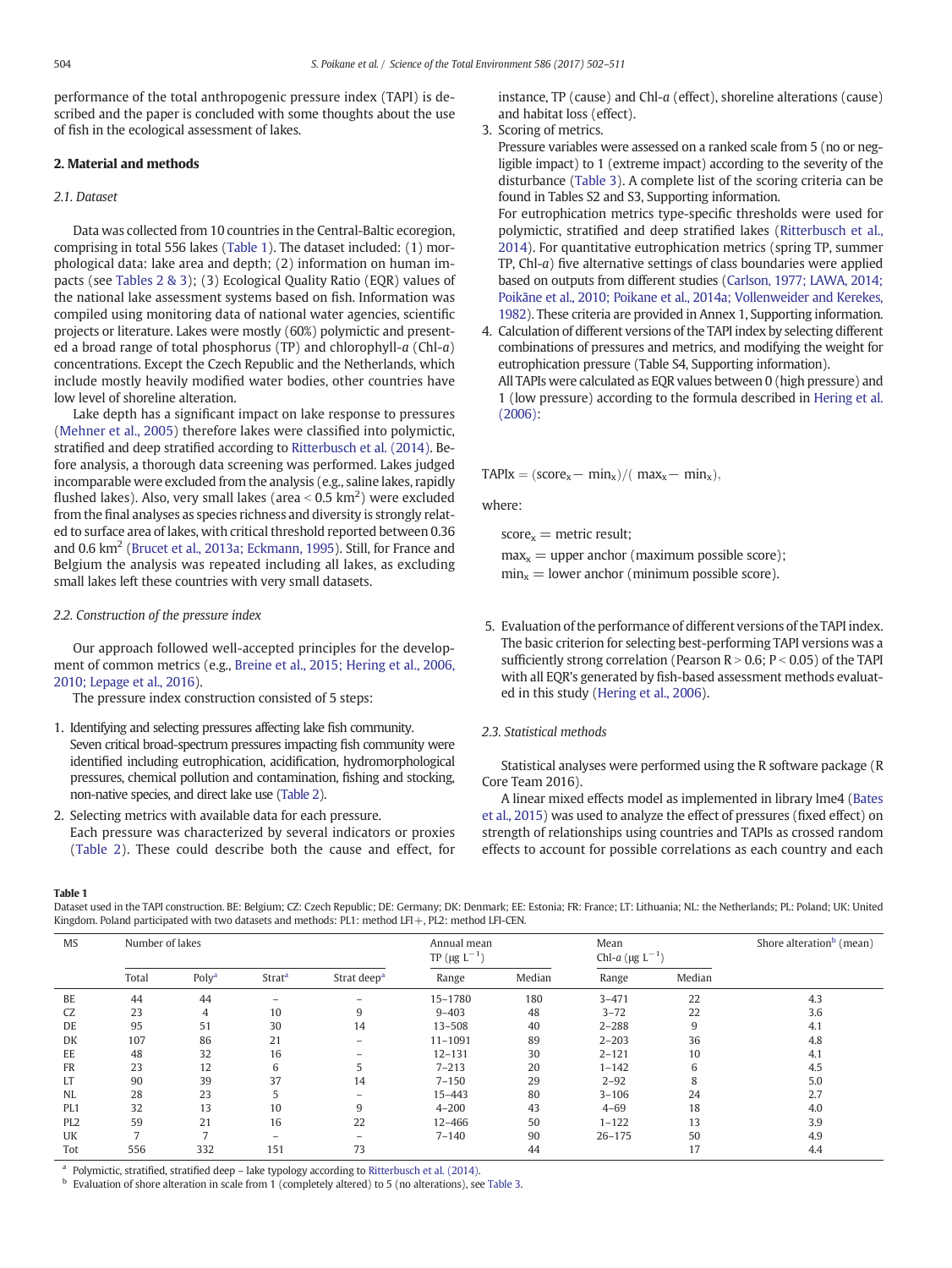performance of the total anthropogenic pressure index (TAPI) is described and the paper is concluded with some thoughts about the use of fish in the ecological assessment of lakes.

## 2. Material and methods

### 2.1. Dataset

Data was collected from 10 countries in the Central-Baltic ecoregion, comprising in total 556 lakes (Table 1). The dataset included: (1) morphological data: lake area and depth; (2) information on human impacts (see Tables 2 & 3); (3) Ecological Quality Ratio (EQR) values of the national lake assessment systems based on fish. Information was compiled using monitoring data of national water agencies, scientific projects or literature. Lakes were mostly (60%) polymictic and presented a broad range of total phosphorus (TP) and chlorophyll-*a* (Chl-*a*) concentrations. Except the Czech Republic and the Netherlands, which include mostly heavily modified water bodies, other countries have low level of shoreline alteration.

Lake depth has a significant impact on lake response to pressures (Mehner et al., 2005) therefore lakes were classified into polymictic, stratified and deep stratified according to Ritterbusch et al. (2014). Before analysis, a thorough data screening was performed. Lakes judged incomparable were excluded from the analysis (e.g., saline lakes, rapidly flushed lakes). Also, very small lakes (area < 0.5 km$^2$) were excluded from the final analyses as species richness and diversity is strongly related to surface area of lakes, with critical threshold reported between 0.36 and 0.6 km$^2$ (Brucet et al., 2013a; Eckmann, 1995). Still, for France and Belgium the analysis was repeated including all lakes, as excluding small lakes left these countries with very small datasets.

### 2.2. Construction of the pressure index

Our approach followed well-accepted principles for the development of common metrics (e.g., Breine et al., 2015; Hering et al., 2006, 2010; Lepage et al., 2016).

The pressure index construction consisted of 5 steps:

1. Identifying and selecting pressures affecting lake fish community.
   Seven critical broad-spectrum pressures impacting fish community were identified including eutrophication, acidification, hydromorphological pressures, chemical pollution and contamination, fishing and stocking, non-native species, and direct lake use (Table 2).
2. Selecting metrics with available data for each pressure.
   Each pressure was characterized by several indicators or proxies (Table 2). These could describe both the cause and effect, for instance, TP (cause) and Chl-*a* (effect), shoreline alterations (cause) and habitat loss (effect).
3. Scoring of metrics.
   Pressure variables were assessed on a ranked scale from 5 (no or negligible impact) to 1 (extreme impact) according to the severity of the disturbance (Table 3). A complete list of the scoring criteria can be found in Tables S2 and S3, Supporting information.
   For eutrophication metrics type-specific thresholds were used for polymictic, stratified and deep stratified lakes (Ritterbusch et al., 2014). For quantitative eutrophication metrics (spring TP, summer TP, Chl-*a*) five alternative settings of class boundaries were applied based on outputs from different studies (Carlson, 1977; LAWA, 2014; Poikāne et al., 2010; Poikane et al., 2014a; Vollenweider and Kerekes, 1982). These criteria are provided in Annex 1, Supporting information.
4. Calculation of different versions of the TAPI index by selecting different combinations of pressures and metrics, and modifying the weight for eutrophication pressure (Table S4, Supporting information).
   All TAPIs were calculated as EQR values between 0 (high pressure) and 1 (low pressure) according to the formula described in Hering et al. (2006):

$$\mathrm{TAPIx} = (\mathrm{score_x} - \mathrm{min_x})/(\mathrm{max_x} - \mathrm{min_x}),$$

where:

$\mathrm{score_x}$ = metric result;
$\mathrm{max_x}$ = upper anchor (maximum possible score);
$\mathrm{min_x}$ = lower anchor (minimum possible score).

5. Evaluation of the performance of different versions of the TAPI index. The basic criterion for selecting best-performing TAPI versions was a sufficiently strong correlation (Pearson $R > 0.6$; $P < 0.05$) of the TAPI with all EQR's generated by fish-based assessment methods evaluated in this study (Hering et al., 2006).

### 2.3. Statistical methods

Statistical analyses were performed using the R software package (R Core Team 2016).

A linear mixed effects model as implemented in library lme4 (Bates et al., 2015) was used to analyze the effect of pressures (fixed effect) on strength of relationships using countries and TAPIs as crossed random effects to account for possible correlations as each country and each

**Table 1**
Dataset used in the TAPI construction. BE: Belgium; CZ: Czech Republic; DE: Germany; DK: Denmark; EE: Estonia; FR: France; LT: Lithuania; NL: the Netherlands; PL: Poland; UK: United Kingdom. Poland participated with two datasets and methods: PL1: method LFI+, PL2: method LFI-CEN.

| MS | Number of lakes | | | | Annual mean TP (μg L$^{-1}$) | | Mean Chl-*a* (μg L$^{-1}$) | | Shore alteration[b] (mean) |
|---|---|---|---|---|---|---|---|---|---|
| | Total | Poly[a] | Strat[a] | Strat deep[a] | Range | Median | Range | Median | |
| BE | 44 | 44 | – | – | 15–1780 | 180 | 3–471 | 22 | 4.3 |
| CZ | 23 | 4 | 10 | 9 | 9–403 | 48 | 3–72 | 22 | 3.6 |
| DE | 95 | 51 | 30 | 14 | 13–508 | 40 | 2–288 | 9 | 4.1 |
| DK | 107 | 86 | 21 | – | 11–1091 | 89 | 2–203 | 36 | 4.8 |
| EE | 48 | 32 | 16 | – | 12–131 | 30 | 2–121 | 10 | 4.1 |
| FR | 23 | 12 | 6 | 5 | 7–213 | 20 | 1–142 | 6 | 4.5 |
| LT | 90 | 39 | 37 | 14 | 7–150 | 29 | 2–92 | 8 | 5.0 |
| NL | 28 | 23 | 5 | – | 15–443 | 80 | 3–106 | 24 | 2.7 |
| PL1 | 32 | 13 | 10 | 9 | 4–200 | 43 | 4–69 | 18 | 4.0 |
| PL2 | 59 | 21 | 16 | 22 | 12–466 | 50 | 1–122 | 13 | 3.9 |
| UK | 7 | 7 | – | – | 7–140 | 90 | 26–175 | 50 | 4.9 |
| Tot | 556 | 332 | 151 | 73 | | 44 | | 17 | 4.4 |

[a] Polymictic, stratified, stratified deep – lake typology according to Ritterbusch et al. (2014).
[b] Evaluation of shore alteration in scale from 1 (completely altered) to 5 (no alterations), see Table 3.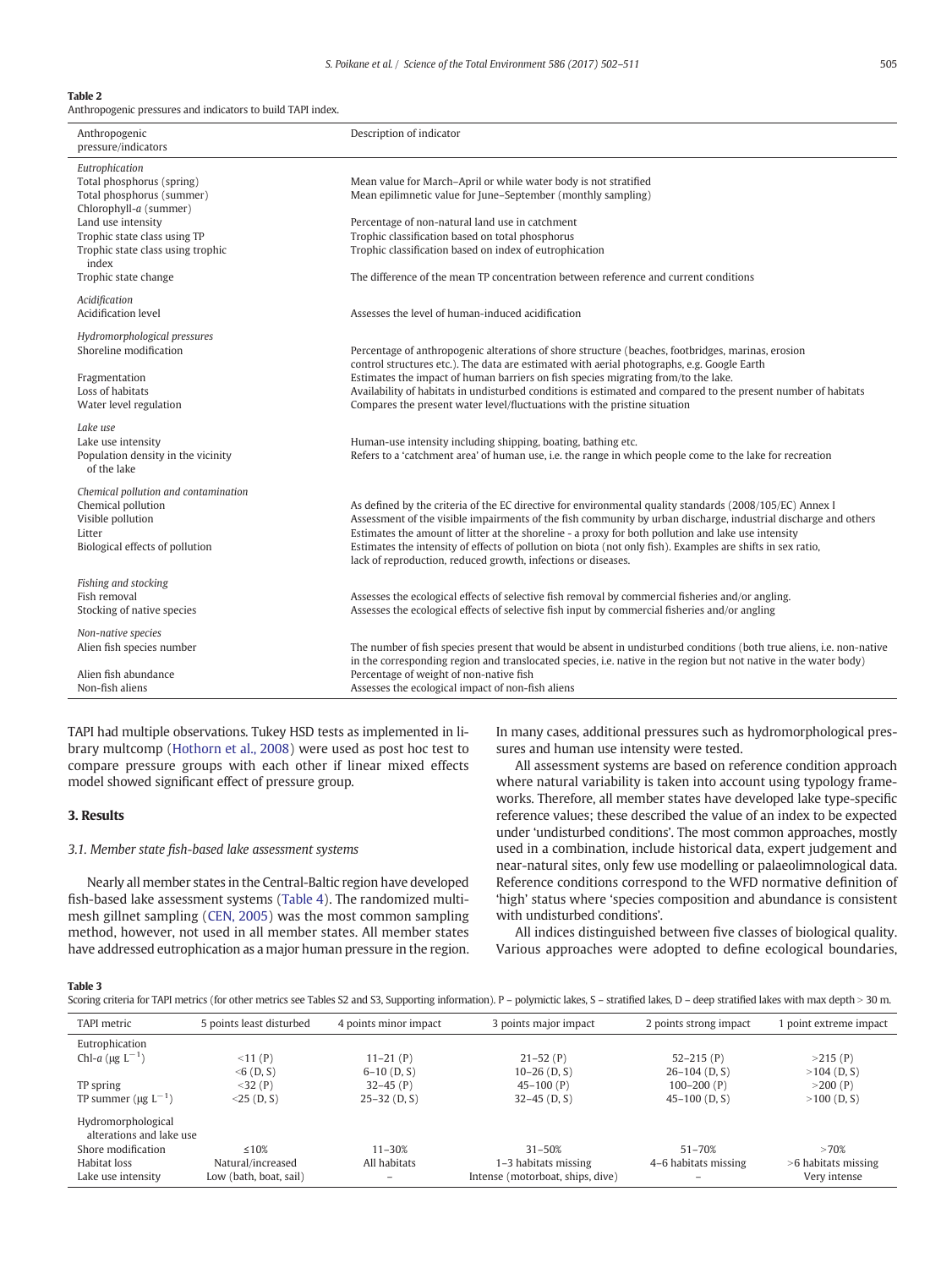**Table 2**
Anthropogenic pressures and indicators to build TAPI index.

| Anthropogenic pressure/indicators | Description of indicator |
|---|---|
| *Eutrophication* | |
| Total phosphorus (spring) | Mean value for March–April or while water body is not stratified |
| Total phosphorus (summer) | Mean epilimnetic value for June–September (monthly sampling) |
| Chlorophyll-*a* (summer) | |
| Land use intensity | Percentage of non-natural land use in catchment |
| Trophic state class using TP | Trophic classification based on total phosphorus |
| Trophic state class using trophic index | Trophic classification based on index of eutrophication |
| Trophic state change | The difference of the mean TP concentration between reference and current conditions |
| *Acidification* | |
| Acidification level | Assesses the level of human-induced acidification |
| *Hydromorphological pressures* | |
| Shoreline modification | Percentage of anthropogenic alterations of shore structure (beaches, footbridges, marinas, erosion control structures etc.). The data are estimated with aerial photographs, e.g. Google Earth |
| Fragmentation | Estimates the impact of human barriers on fish species migrating from/to the lake. |
| Loss of habitats | Availability of habitats in undisturbed conditions is estimated and compared to the present number of habitats |
| Water level regulation | Compares the present water level/fluctuations with the pristine situation |
| *Lake use* | |
| Lake use intensity | Human-use intensity including shipping, boating, bathing etc. |
| Population density in the vicinity of the lake | Refers to a 'catchment area' of human use, i.e. the range in which people come to the lake for recreation |
| *Chemical pollution and contamination* | |
| Chemical pollution | As defined by the criteria of the EC directive for environmental quality standards (2008/105/EC) Annex I |
| Visible pollution | Assessment of the visible impairments of the fish community by urban discharge, industrial discharge and others |
| Litter | Estimates the amount of litter at the shoreline - a proxy for both pollution and lake use intensity |
| Biological effects of pollution | Estimates the intensity of effects of pollution on biota (not only fish). Examples are shifts in sex ratio, lack of reproduction, reduced growth, infections or diseases. |
| *Fishing and stocking* | |
| Fish removal | Assesses the ecological effects of selective fish removal by commercial fisheries and/or angling. |
| Stocking of native species | Assesses the ecological effects of selective fish input by commercial fisheries and/or angling |
| *Non-native species* | |
| Alien fish species number | The number of fish species present that would be absent in undisturbed conditions (both true aliens, i.e. non-native in the corresponding region and translocated species, i.e. native in the region but not native in the water body) |
| Alien fish abundance | Percentage of weight of non-native fish |
| Non-fish aliens | Assesses the ecological impact of non-fish aliens |

TAPI had multiple observations. Tukey HSD tests as implemented in library multcomp (Hothorn et al., 2008) were used as post hoc test to compare pressure groups with each other if linear mixed effects model showed significant effect of pressure group.

## 3. Results

### 3.1. Member state fish-based lake assessment systems

Nearly all member states in the Central-Baltic region have developed fish-based lake assessment systems (Table 4). The randomized multi-mesh gillnet sampling (CEN, 2005) was the most common sampling method, however, not used in all member states. All member states have addressed eutrophication as a major human pressure in the region. In many cases, additional pressures such as hydromorphological pressures and human use intensity were tested.

All assessment systems are based on reference condition approach where natural variability is taken into account using typology frameworks. Therefore, all member states have developed lake type-specific reference values; these described the value of an index to be expected under 'undisturbed conditions'. The most common approaches, mostly used in a combination, include historical data, expert judgement and near-natural sites, only few use modelling or palaeolimnological data. Reference conditions correspond to the WFD normative definition of 'high' status where 'species composition and abundance is consistent with undisturbed conditions'.

All indices distinguished between five classes of biological quality. Various approaches were adopted to define ecological boundaries,

**Table 3**
Scoring criteria for TAPI metrics (for other metrics see Tables S2 and S3, Supporting information). P – polymictic lakes, S – stratified lakes, D – deep stratified lakes with max depth > 30 m.

| TAPI metric | 5 points least disturbed | 4 points minor impact | 3 points major impact | 2 points strong impact | 1 point extreme impact |
|---|---|---|---|---|---|
| Eutrophication | | | | | |
| Chl-*a* ($\mu g\ L^{-1}$) | <11 (P) | 11–21 (P) | 21–52 (P) | 52–215 (P) | >215 (P) |
| | <6 (D, S) | 6–10 (D, S) | 10–26 (D, S) | 26–104 (D, S) | >104 (D, S) |
| TP spring | <32 (P) | 32–45 (P) | 45–100 (P) | 100–200 (P) | >200 (P) |
| TP summer ($\mu g\ L^{-1}$) | <25 (D, S) | 25–32 (D, S) | 32–45 (D, S) | 45–100 (D, S) | >100 (D, S) |
| Hydromorphological alterations and lake use | | | | | |
| Shore modification | ≤10% | 11–30% | 31–50% | 51–70% | >70% |
| Habitat loss | Natural/increased | All habitats | 1–3 habitats missing | 4–6 habitats missing | >6 habitats missing |
| Lake use intensity | Low (bath, boat, sail) | – | Intense (motorboat, ships, dive) | – | Very intense |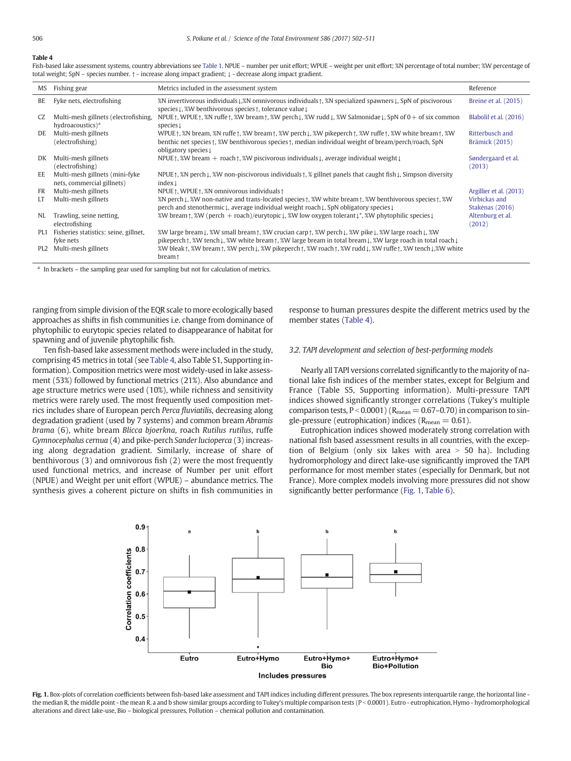**Table 4**
Fish-based lake assessment systems, country abbreviations see Table 1. NPUE – number per unit effort; WPUE – weight per unit effort; %N percentage of total number; %W percentage of total weight; SpN – species number. ↑ - increase along impact gradient; ↓ - decrease along impact gradient.

| MS | Fishing gear | Metrics included in the assessment system | Reference |
|---|---|---|---|
| BE | Fyke nets, electrofishing | %N invertivorous individuals↓,%N omnivorous individuals↑, %N specialized spawners↓, SpN of piscivorous species↓, %W benthivorous species↑, tolerance value↓ | Breine et al. (2015) |
| CZ | Multi-mesh gillnets (electrofishing, hydroacoustics)[a] | NPUE↑, WPUE↑, %N ruffe↑, %W bream↑, %W perch↓, %W rudd↓, %W Salmonidae↓, SpN of 0+ of six common species↓ | Blabolil et al. (2016) |
| DE | Multi-mesh gillnets (electrofishing) | WPUE↑, %N bream, %N ruffe↑, %W bream↑, %W perch↓, %W pikeperch↑, %W ruffe↑, %W white bream↑, %W benthic net species↑, %W benthivorous species↑, median individual weight of bream/perch/roach, SpN obligatory species↓ | Ritterbusch and Brämick (2015) |
| DK | Multi-mesh gillnets (electrofishing) | NPUE↑, %W bream + roach↑, %W piscivorous individuals↓, average individual weight↓ | Søndergaard et al. (2013) |
| EE | Multi-mesh gillnets (mini-fyke nets, commercial gillnets) | NPUE↑, %N perch↓, %W non-piscivorous individuals↑, % gillnet panels that caught fish↓, Simpson diversity index↓ | |
| FR | Multi-mesh gillnets | NPUE↑, WPUE↑, %N omnivorous individuals↑ | Argillier et al. (2013) |
| LT | Multi-mesh gillnets | %N perch↓, %W non-native and trans-located species↑, %W white bream↑, %W benthivorous species↑, %W perch and stenothermic↓, average individual weight roach↓, SpN obligatory species↓ | Virbickas and Stakėnas (2016) |
| NL | Trawling, seine netting, electrofishing | %W bream↑, %W (perch + roach)/eurytopic↓, %W low oxygen tolerant↓*, %W phytophilic species↓ | Altenburg et al. (2012) |
| PL1 | Fisheries statistics: seine, gillnet, fyke nets | %W large bream↓, %W small bream↑, %W crucian carp↑, %W perch↓, %W pike↓, %W large roach↓, %W pikeperch↑, %W tench↓, %W white bream↑, %W large bream in total bream↓, %W large roach in total roach↓ | |
| PL2 | Multi-mesh gillnets | %W bleak↑, %W bream↑, %W perch↓, %W pikeperch↑, %W roach↑, %W rudd↓, %W ruffe↑, %W tench↓,%W white bream↑ | |

[a] In brackets – the sampling gear used for sampling but not for calculation of metrics.

ranging from simple division of the EQR scale to more ecologically based approaches as shifts in fish communities i.e. change from dominance of phytophilic to eurytopic species related to disappearance of habitat for spawning and of juvenile phytophilic fish.

Ten fish-based lake assessment methods were included in the study, comprising 45 metrics in total (see Table 4, also Table S1, Supporting information). Composition metrics were most widely-used in lake assessment (53%) followed by functional metrics (21%). Also abundance and age structure metrics were used (10%), while richness and sensitivity metrics were rarely used. The most frequently used composition metrics includes share of European perch *Perca fluviatilis*, decreasing along degradation gradient (used by 7 systems) and common bream *Abramis brama* (6), white bream *Blicca bjoerkna*, roach *Rutilus rutilus*, ruffe *Gymnocephalus cernua* (4) and pike-perch *Sander lucioperca* (3) increasing along degradation gradient. Similarly, increase of share of benthivorous (3) and omnivorous fish (2) were the most frequently used functional metrics, and increase of Number per unit effort (NPUE) and Weight per unit effort (WPUE) - abundance metrics. The synthesis gives a coherent picture on shifts in fish communities in response to human pressures despite the different metrics used by the member states (Table 4).

### 3.2. TAPI development and selection of best-performing models

Nearly all TAPI versions correlated significantly to the majority of national lake fish indices of the member states, except for Belgium and France (Table S5, Supporting information). Multi-pressure TAPI indices showed significantly stronger correlations (Tukey's multiple comparison tests, $P < 0.0001$) ($R_{mean} = 0.67–0.70$) in comparison to single-pressure (eutrophication) indices ($R_{mean} = 0.61$).

Eutrophication indices showed moderately strong correlation with national fish based assessment results in all countries, with the exception of Belgium (only six lakes with area > 50 ha). Including hydromorphology and direct lake-use significantly improved the TAPI performance for most member states (especially for Denmark, but not France). More complex models involving more pressures did not show significantly better performance (Fig. 1, Table 6).

**Fig. 1.** Box-plots of correlation coefficients between fish-based lake assessment and TAPI indices including different pressures. The box represents interquartile range, the horizontal line - the median R, the middle point - the mean R. a and b show similar groups according to Tukey's multiple comparison tests ($P < 0.0001$). Eutro - eutrophication, Hymo - hydromorphological alterations and direct lake-use, Bio – biological pressures, Pollution – chemical pollution and contamination.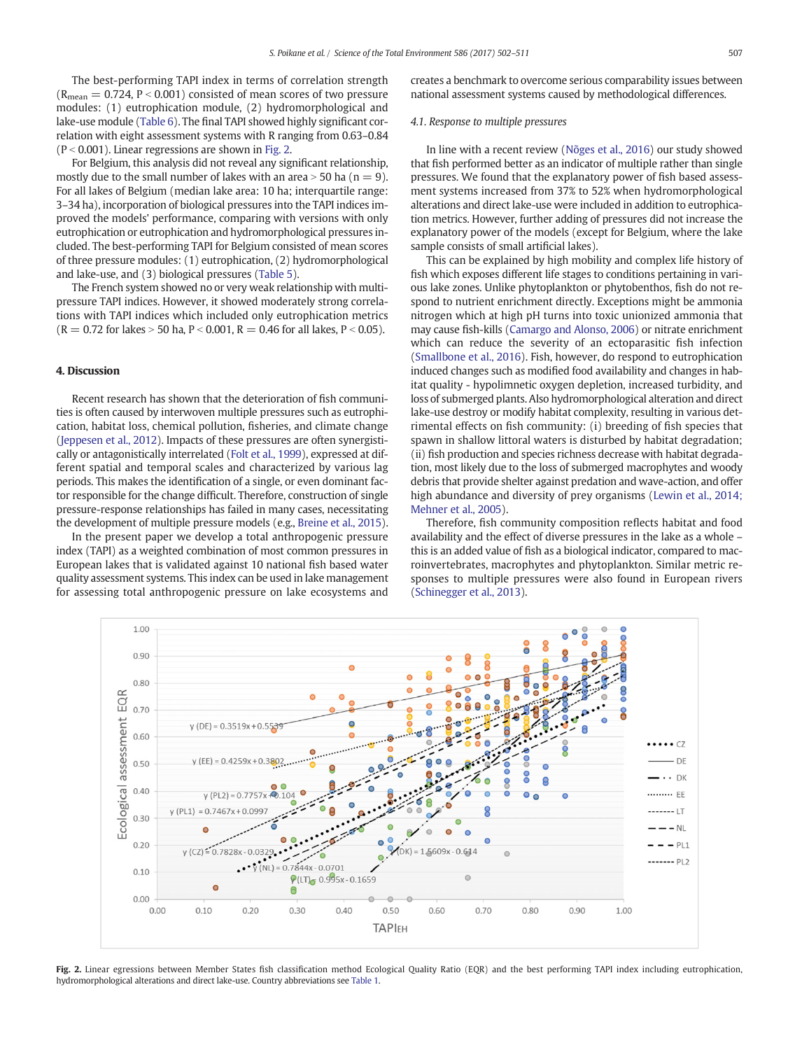The best-performing TAPI index in terms of correlation strength ($R_{mean} = 0.724$, $P < 0.001$) consisted of mean scores of two pressure modules: (1) eutrophication module, (2) hydromorphological and lake-use module (Table 6). The final TAPI showed highly significant correlation with eight assessment systems with R ranging from 0.63–0.84 ($P < 0.001$). Linear regressions are shown in Fig. 2.

For Belgium, this analysis did not reveal any significant relationship, mostly due to the small number of lakes with an area > 50 ha (n = 9). For all lakes of Belgium (median lake area: 10 ha; interquartile range: 3–34 ha), incorporation of biological pressures into the TAPI indices improved the models' performance, comparing with versions with only eutrophication or eutrophication and hydromorphological pressures included. The best-performing TAPI for Belgium consisted of mean scores of three pressure modules: (1) eutrophication, (2) hydromorphological and lake-use, and (3) biological pressures (Table 5).

The French system showed no or very weak relationship with multi-pressure TAPI indices. However, it showed moderately strong correlations with TAPI indices which included only eutrophication metrics ($R = 0.72$ for lakes > 50 ha, $P < 0.001$, $R = 0.46$ for all lakes, $P < 0.05$).

## 4. Discussion

Recent research has shown that the deterioration of fish communities is often caused by interwoven multiple pressures such as eutrophication, habitat loss, chemical pollution, fisheries, and climate change (Jeppesen et al., 2012). Impacts of these pressures are often synergistically or antagonistically interrelated (Folt et al., 1999), expressed at different spatial and temporal scales and characterized by various lag periods. This makes the identification of a single, or even dominant factor responsible for the change difficult. Therefore, construction of single pressure-response relationships has failed in many cases, necessitating the development of multiple pressure models (e.g., Breine et al., 2015).

In the present paper we develop a total anthropogenic pressure index (TAPI) as a weighted combination of most common pressures in European lakes that is validated against 10 national fish based water quality assessment systems. This index can be used in lake management for assessing total anthropogenic pressure on lake ecosystems and creates a benchmark to overcome serious comparability issues between national assessment systems caused by methodological differences.

### 4.1. Response to multiple pressures

In line with a recent review (Nõges et al., 2016) our study showed that fish performed better as an indicator of multiple rather than single pressures. We found that the explanatory power of fish based assessment systems increased from 37% to 52% when hydromorphological alterations and direct lake-use were included in addition to eutrophication metrics. However, further adding of pressures did not increase the explanatory power of the models (except for Belgium, where the lake sample consists of small artificial lakes).

This can be explained by high mobility and complex life history of fish which exposes different life stages to conditions pertaining in various lake zones. Unlike phytoplankton or phytobenthos, fish do not respond to nutrient enrichment directly. Exceptions might be ammonia nitrogen which at high pH turns into toxic unionized ammonia that may cause fish-kills (Camargo and Alonso, 2006) or nitrate enrichment which can reduce the severity of an ectoparasitic fish infection (Smallbone et al., 2016). Fish, however, do respond to eutrophication induced changes such as modified food availability and changes in habitat quality - hypolimnetic oxygen depletion, increased turbidity, and loss of submerged plants. Also hydromorphological alteration and direct lake-use destroy or modify habitat complexity, resulting in various detrimental effects on fish community: (i) breeding of fish species that spawn in shallow littoral waters is disturbed by habitat degradation; (ii) fish production and species richness decrease with habitat degradation, most likely due to the loss of submerged macrophytes and woody debris that provide shelter against predation and wave-action, and offer high abundance and diversity of prey organisms (Lewin et al., 2014; Mehner et al., 2005).

Therefore, fish community composition reflects habitat and food availability and the effect of diverse pressures in the lake as a whole – this is an added value of fish as a biological indicator, compared to macroinvertebrates, macrophytes and phytoplankton. Similar metric responses to multiple pressures were also found in European rivers (Schinegger et al., 2013).

**Fig. 2.** Linear egressions between Member States fish classification method Ecological Quality Ratio (EQR) and the best performing TAPI index including eutrophication, hydromorphological alterations and direct lake-use. Country abbreviations see Table 1.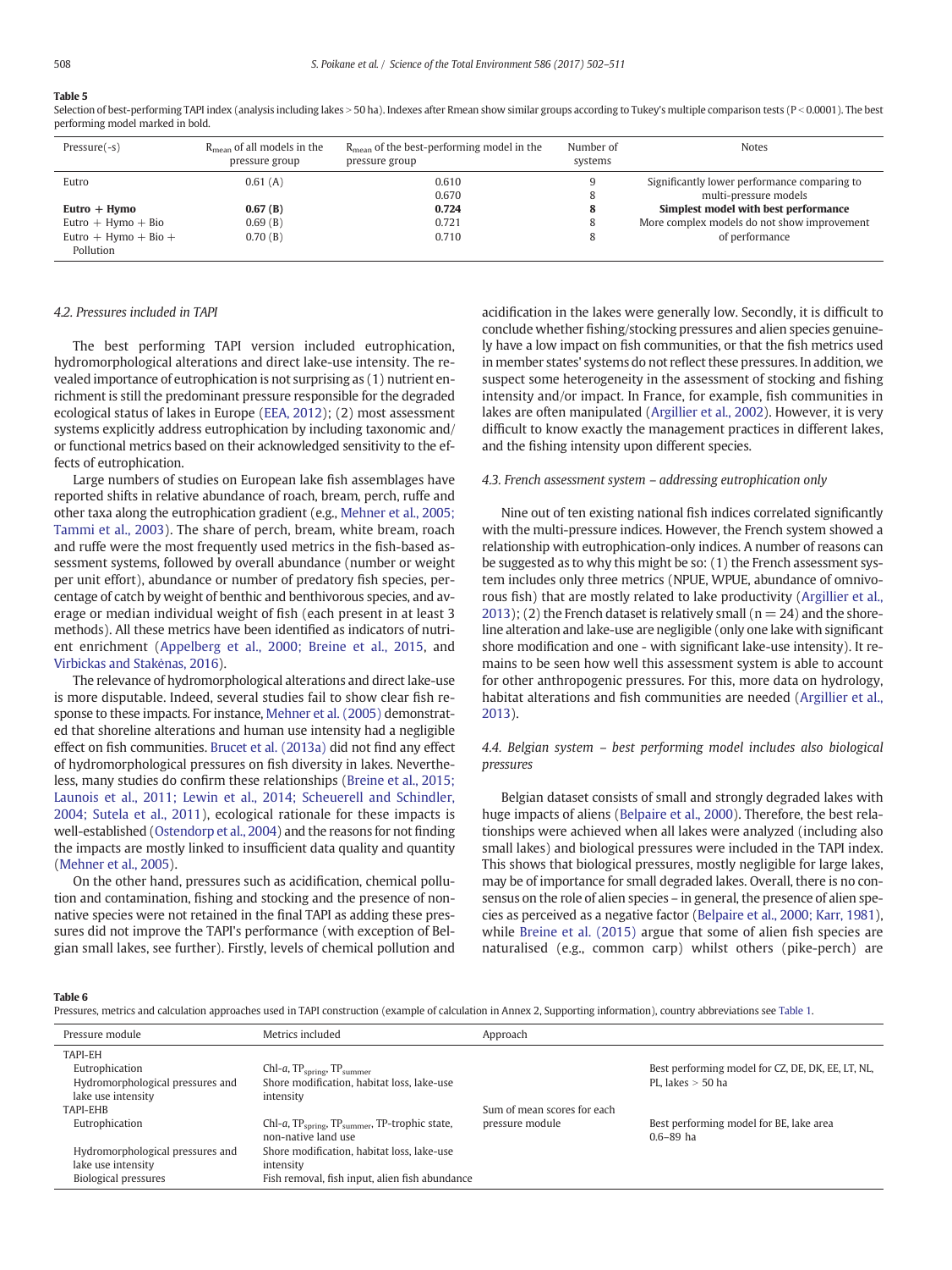**Table 5**

Selection of best-performing TAPI index (analysis including lakes > 50 ha). Indexes after Rmean show similar groups according to Tukey's multiple comparison tests ($P < 0.0001$). The best performing model marked in bold.

| Pressure(-s) | $R_{mean}$ of all models in the pressure group | $R_{mean}$ of the best-performing model in the pressure group | Number of systems | Notes |
|---|---|---|---|---|
| Eutro | 0.61 (A) | 0.610 | 9 | Significantly lower performance comparing to |
| | | 0.670 | 8 | multi-pressure models |
| **Eutro + Hymo** | **0.67 (B)** | **0.724** | **8** | **Simplest model with best performance** |
| Eutro + Hymo + Bio | 0.69 (B) | 0.721 | 8 | More complex models do not show improvement |
| Eutro + Hymo + Bio + Pollution | 0.70 (B) | 0.710 | 8 | of performance |

### 4.2. Pressures included in TAPI

The best performing TAPI version included eutrophication, hydromorphological alterations and direct lake-use intensity. The revealed importance of eutrophication is not surprising as (1) nutrient enrichment is still the predominant pressure responsible for the degraded ecological status of lakes in Europe (EEA, 2012); (2) most assessment systems explicitly address eutrophication by including taxonomic and/or functional metrics based on their acknowledged sensitivity to the effects of eutrophication.

Large numbers of studies on European lake fish assemblages have reported shifts in relative abundance of roach, bream, perch, ruffe and other taxa along the eutrophication gradient (e.g., Mehner et al., 2005; Tammi et al., 2003). The share of perch, bream, white bream, roach and ruffe were the most frequently used metrics in the fish-based assessment systems, followed by overall abundance (number or weight per unit effort), abundance or number of predatory fish species, percentage of catch by weight of benthic and benthivorous species, and average or median individual weight of fish (each present in at least 3 methods). All these metrics have been identified as indicators of nutrient enrichment (Appelberg et al., 2000; Breine et al., 2015, and Virbickas and Stakėnas, 2016).

The relevance of hydromorphological alterations and direct lake-use is more disputable. Indeed, several studies fail to show clear fish response to these impacts. For instance, Mehner et al. (2005) demonstrated that shoreline alterations and human use intensity had a negligible effect on fish communities. Brucet et al. (2013a) did not find any effect of hydromorphological pressures on fish diversity in lakes. Nevertheless, many studies do confirm these relationships (Breine et al., 2015; Launois et al., 2011; Lewin et al., 2014; Scheuerell and Schindler, 2004; Sutela et al., 2011), ecological rationale for these impacts is well-established (Ostendorp et al., 2004) and the reasons for not finding the impacts are mostly linked to insufficient data quality and quantity (Mehner et al., 2005).

On the other hand, pressures such as acidification, chemical pollution and contamination, fishing and stocking and the presence of non-native species were not retained in the final TAPI as adding these pressures did not improve the TAPI's performance (with exception of Belgian small lakes, see further). Firstly, levels of chemical pollution and acidification in the lakes were generally low. Secondly, it is difficult to conclude whether fishing/stocking pressures and alien species genuinely have a low impact on fish communities, or that the fish metrics used in member states' systems do not reflect these pressures. In addition, we suspect some heterogeneity in the assessment of stocking and fishing intensity and/or impact. In France, for example, fish communities in lakes are often manipulated (Argillier et al., 2002). However, it is very difficult to know exactly the management practices in different lakes, and the fishing intensity upon different species.

### 4.3. French assessment system – addressing eutrophication only

Nine out of ten existing national fish indices correlated significantly with the multi-pressure indices. However, the French system showed a relationship with eutrophication-only indices. A number of reasons can be suggested as to why this might be so: (1) the French assessment system includes only three metrics (NPUE, WPUE, abundance of omnivorous fish) that are mostly related to lake productivity (Argillier et al., 2013); (2) the French dataset is relatively small ($n = 24$) and the shoreline alteration and lake-use are negligible (only one lake with significant shore modification and one - with significant lake-use intensity). It remains to be seen how well this assessment system is able to account for other anthropogenic pressures. For this, more data on hydrology, habitat alterations and fish communities are needed (Argillier et al., 2013).

### 4.4. Belgian system – best performing model includes also biological pressures

Belgian dataset consists of small and strongly degraded lakes with huge impacts of aliens (Belpaire et al., 2000). Therefore, the best relationships were achieved when all lakes were analyzed (including also small lakes) and biological pressures were included in the TAPI index. This shows that biological pressures, mostly negligible for large lakes, may be of importance for small degraded lakes. Overall, there is no consensus on the role of alien species – in general, the presence of alien species as perceived as a negative factor (Belpaire et al., 2000; Karr, 1981), while Breine et al. (2015) argue that some of alien fish species are naturalised (e.g., common carp) whilst others (pike-perch) are

**Table 6**

Pressures, metrics and calculation approaches used in TAPI construction (example of calculation in Annex 2, Supporting information), country abbreviations see Table 1.

| Pressure module | Metrics included | Approach | |
|---|---|---|---|
| TAPI-EH | | | |
| Eutrophication | Chl-*a*, $TP_{spring}$, $TP_{summer}$ | | Best performing model for CZ, DE, DK, EE, LT, NL, |
| Hydromorphological pressures and lake use intensity | Shore modification, habitat loss, lake-use intensity | | PL, lakes > 50 ha |
| TAPI-EHB | | Sum of mean scores for each | |
| Eutrophication | Chl-*a*, $TP_{spring}$, $TP_{summer}$, TP-trophic state, non-native land use | pressure module | Best performing model for BE, lake area 0.6–89 ha |
| Hydromorphological pressures and lake use intensity | Shore modification, habitat loss, lake-use intensity | | |
| Biological pressures | Fish removal, fish input, alien fish abundance | | |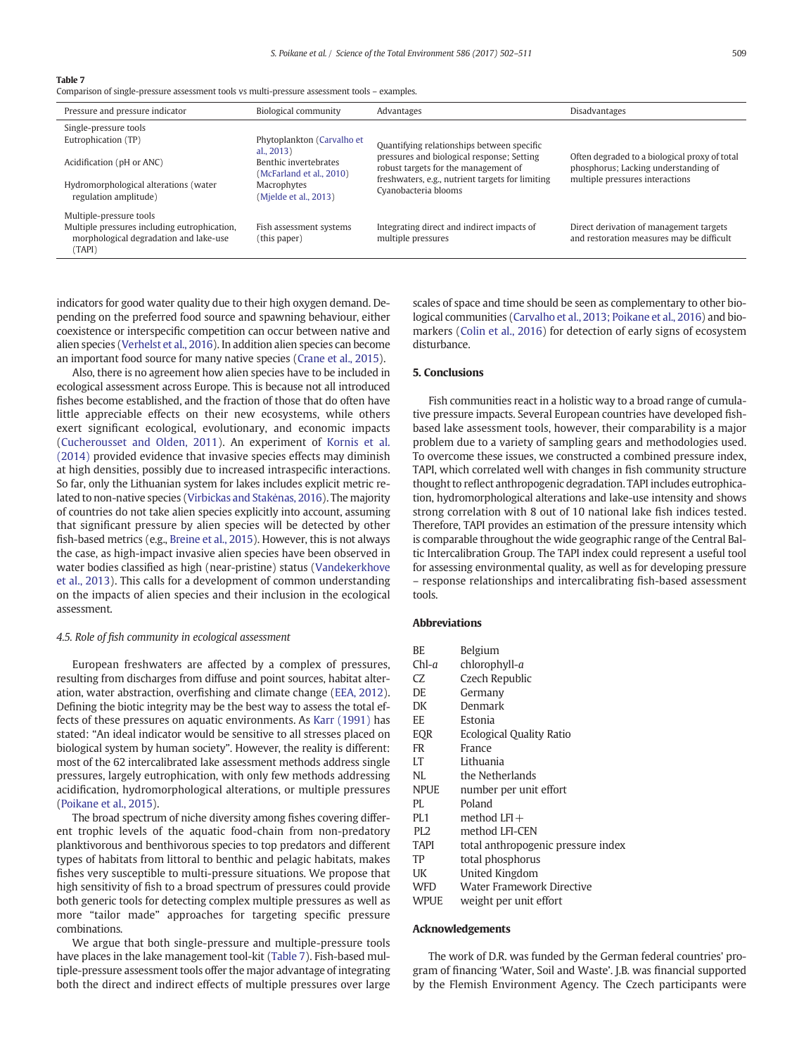**Table 7**
Comparison of single-pressure assessment tools vs multi-pressure assessment tools – examples.

| Pressure and pressure indicator | Biological community | Advantages | Disadvantages |
|---|---|---|---|
| Single-pressure tools | | | |
| Eutrophication (TP) | Phytoplankton (Carvalho et al., 2013) | Quantifying relationships between specific pressures and biological response; Setting robust targets for the management of freshwaters, e.g., nutrient targets for limiting Cyanobacteria blooms | Often degraded to a biological proxy of total phosphorus; Lacking understanding of multiple pressures interactions |
| Acidification (pH or ANC) | Benthic invertebrates (McFarland et al., 2010) | | |
| Hydromorphological alterations (water regulation amplitude) | Macrophytes (Mjelde et al., 2013) | | |
| Multiple-pressure tools | | | |
| Multiple pressures including eutrophication, morphological degradation and lake-use (TAPI) | Fish assessment systems (this paper) | Integrating direct and indirect impacts of multiple pressures | Direct derivation of management targets and restoration measures may be difficult |

indicators for good water quality due to their high oxygen demand. Depending on the preferred food source and spawning behaviour, either coexistence or interspecific competition can occur between native and alien species (Verhelst et al., 2016). In addition alien species can become an important food source for many native species (Crane et al., 2015).

Also, there is no agreement how alien species have to be included in ecological assessment across Europe. This is because not all introduced fishes become established, and the fraction of those that do often have little appreciable effects on their new ecosystems, while others exert significant ecological, evolutionary, and economic impacts (Cucherousset and Olden, 2011). An experiment of Kornis et al. (2014) provided evidence that invasive species effects may diminish at high densities, possibly due to increased intraspecific interactions. So far, only the Lithuanian system for lakes includes explicit metric related to non-native species (Virbickas and Stakėnas, 2016). The majority of countries do not take alien species explicitly into account, assuming that significant pressure by alien species will be detected by other fish-based metrics (e.g., Breine et al., 2015). However, this is not always the case, as high-impact invasive alien species have been observed in water bodies classified as high (near-pristine) status (Vandekerkhove et al., 2013). This calls for a development of common understanding on the impacts of alien species and their inclusion in the ecological assessment.

### 4.5. Role of fish community in ecological assessment

European freshwaters are affected by a complex of pressures, resulting from discharges from diffuse and point sources, habitat alteration, water abstraction, overfishing and climate change (EEA, 2012). Defining the biotic integrity may be the best way to assess the total effects of these pressures on aquatic environments. As Karr (1991) has stated: "An ideal indicator would be sensitive to all stresses placed on biological system by human society". However, the reality is different: most of the 62 intercalibrated lake assessment methods address single pressures, largely eutrophication, with only few methods addressing acidification, hydromorphological alterations, or multiple pressures (Poikane et al., 2015).

The broad spectrum of niche diversity among fishes covering different trophic levels of the aquatic food-chain from non-predatory planktivorous and benthivorous species to top predators and different types of habitats from littoral to benthic and pelagic habitats, makes fishes very susceptible to multi-pressure situations. We propose that high sensitivity of fish to a broad spectrum of pressures could provide both generic tools for detecting complex multiple pressures as well as more "tailor made" approaches for targeting specific pressure combinations.

We argue that both single-pressure and multiple-pressure tools have places in the lake management tool-kit (Table 7). Fish-based multiple-pressure assessment tools offer the major advantage of integrating both the direct and indirect effects of multiple pressures over large scales of space and time should be seen as complementary to other biological communities (Carvalho et al., 2013; Poikane et al., 2016) and biomarkers (Colin et al., 2016) for detection of early signs of ecosystem disturbance.

## 5. Conclusions

Fish communities react in a holistic way to a broad range of cumulative pressure impacts. Several European countries have developed fish-based lake assessment tools, however, their comparability is a major problem due to a variety of sampling gears and methodologies used. To overcome these issues, we constructed a combined pressure index, TAPI, which correlated well with changes in fish community structure thought to reflect anthropogenic degradation. TAPI includes eutrophication, hydromorphological alterations and lake-use intensity and shows strong correlation with 8 out of 10 national lake fish indices tested. Therefore, TAPI provides an estimation of the pressure intensity which is comparable throughout the wide geographic range of the Central Baltic Intercalibration Group. The TAPI index could represent a useful tool for assessing environmental quality, as well as for developing pressure – response relationships and intercalibrating fish-based assessment tools.

## Abbreviations

| | |
|---|---|
| BE | Belgium |
| Chl-*a* | chlorophyll-*a* |
| CZ | Czech Republic |
| DE | Germany |
| DK | Denmark |
| EE | Estonia |
| EQR | Ecological Quality Ratio |
| FR | France |
| LT | Lithuania |
| NL | the Netherlands |
| NPUE | number per unit effort |
| PL | Poland |
| PL1 | method LFI+ |
| PL2 | method LFI-CEN |
| TAPI | total anthropogenic pressure index |
| TP | total phosphorus |
| UK | United Kingdom |
| WFD | Water Framework Directive |
| WPUE | weight per unit effort |

## Acknowledgements

The work of D.R. was funded by the German federal countries' program of financing 'Water, Soil and Waste'. J.B. was financial supported by the Flemish Environment Agency. The Czech participants were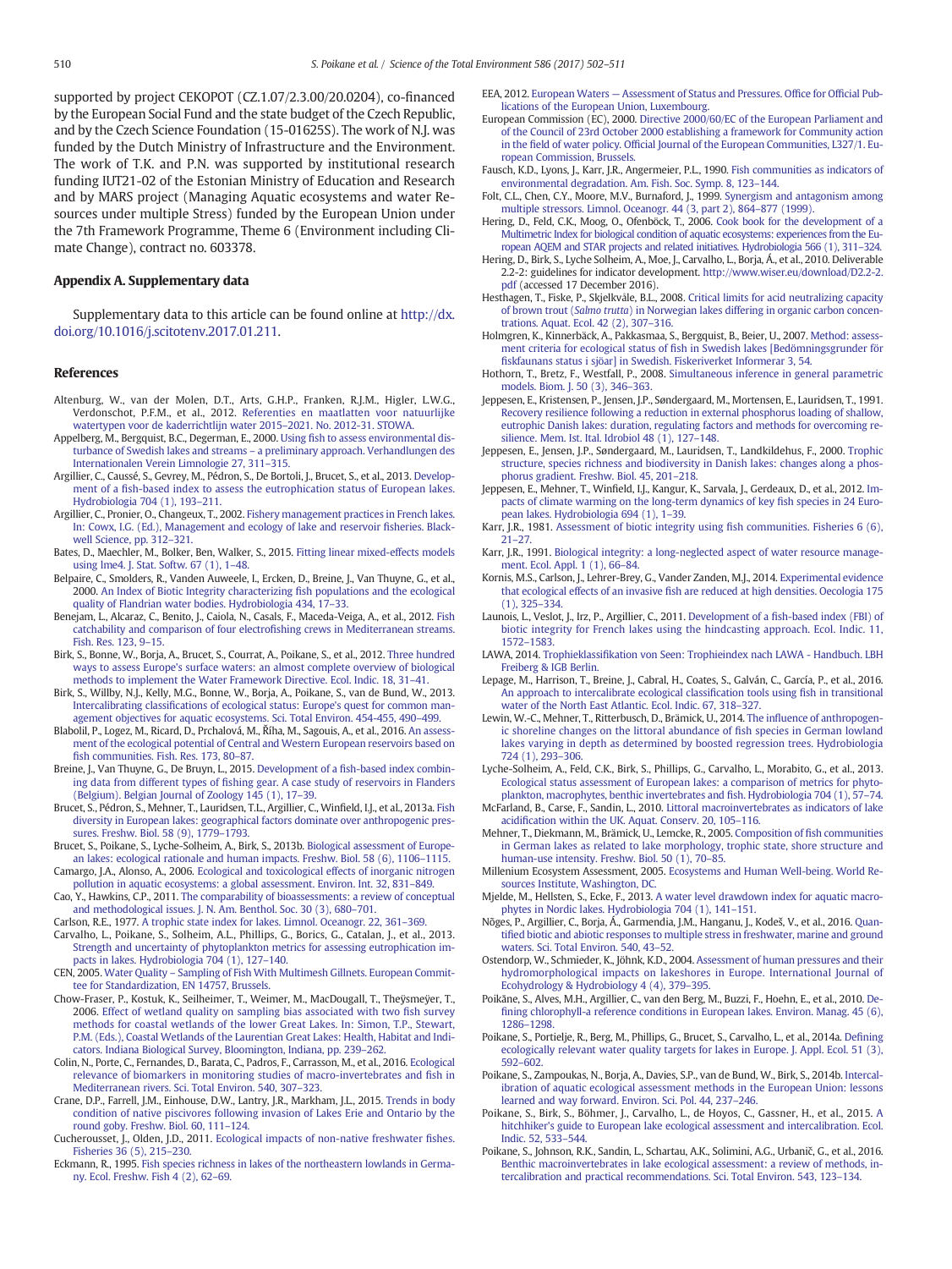supported by project CEKOPOT (CZ.1.07/2.3.00/20.0204), co-financed by the European Social Fund and the state budget of the Czech Republic, and by the Czech Science Foundation (15-01625S). The work of N.J. was funded by the Dutch Ministry of Infrastructure and the Environment. The work of T.K. and P.N. was supported by institutional research funding IUT21-02 of the Estonian Ministry of Education and Research and by MARS project (Managing Aquatic ecosystems and water Resources under multiple Stress) funded by the European Union under the 7th Framework Programme, Theme 6 (Environment including Climate Change), contract no. 603378.

## Appendix A. Supplementary data

Supplementary data to this article can be found online at http://dx.doi.org/10.1016/j.scitotenv.2017.01.211.

## References

Altenburg, W., van der Molen, D.T., Arts, G.H.P., Franken, R.J.M., Higler, L.W.G., Verdonschot, P.F.M., et al., 2012. Referenties en maatlatten voor natuurlijke watertypen voor de kaderrichtlijn water 2015–2021. No. 2012-31. STOWA.

Appelberg, M., Bergquist, B.C., Degerman, E., 2000. Using fish to assess environmental disturbance of Swedish lakes and streams – a preliminary approach. Verhandlungen des Internationalen Verein Limnologie 27, 311–315.

Argillier, C., Caussé, S., Gevrey, M., Pédron, S., De Bortoli, J., Brucet, S., et al., 2013. Development of a fish-based index to assess the eutrophication status of European lakes. Hydrobiologia 704 (1), 193–211.

Argillier, C., Pronier, O., Changeux, T., 2002. Fishery management practices in French lakes. In: Cowx, I.G. (Ed.), Management and ecology of lake and reservoir fisheries. Blackwell Science, pp. 312–321.

Bates, D., Maechler, M., Bolker, Ben, Walker, S., 2015. Fitting linear mixed-effects models using lme4. J. Stat. Softw. 67 (1), 1–48.

Belpaire, C., Smolders, R., Vanden Auweele, I., Ercken, D., Breine, J., Van Thuyne, G., et al., 2000. An Index of Biotic Integrity characterizing fish populations and the ecological quality of Flandrian water bodies. Hydrobiologia 434, 17–33.

Benejam, L., Alcaraz, C., Benito, J., Caiola, N., Casals, F., Maceda-Veiga, A., et al., 2012. Fish catchability and comparison of four electrofishing crews in Mediterranean streams. Fish. Res. 123, 9–15.

Birk, S., Bonne, W., Borja, A., Brucet, S., Courrat, A., Poikane, S., et al., 2012. Three hundred ways to assess Europe's surface waters: an almost complete overview of biological methods to implement the Water Framework Directive. Ecol. Indic. 18, 31–41.

Birk, S., Willby, N.J., Kelly, M.G., Bonne, W., Borja, A., Poikane, S., van de Bund, W., 2013. Intercalibrating classifications of ecological status: Europe's quest for common management objectives for aquatic ecosystems. Sci. Total Environ. 454-455, 490–499.

Blabolil, P., Logez, M., Ricard, D., Prchalová, M., Říha, M., Sagouis, A., et al., 2016. An assessment of the ecological potential of Central and Western European reservoirs based on fish communities. Fish. Res. 173, 80–87.

Breine, J., Van Thuyne, G., De Bruyn, L., 2015. Development of a fish-based index combining data from different types of fishing gear. A case study of reservoirs in Flanders (Belgium). Belgian Journal of Zoology 145 (1), 17–39.

Brucet, S., Pédron, S., Mehner, T., Lauridsen, T.L., Argillier, C., Winfield, I.J., et al., 2013a. Fish diversity in European lakes: geographical factors dominate over anthropogenic pressures. Freshw. Biol. 58 (9), 1779–1793.

Brucet, S., Poikane, S., Lyche-Solheim, A., Birk, S., 2013b. Biological assessment of European lakes: ecological rationale and human impacts. Freshw. Biol. 58 (6), 1106–1115.

Camargo, J.A., Alonso, A., 2006. Ecological and toxicological effects of inorganic nitrogen pollution in aquatic ecosystems: a global assessment. Environ. Int. 32, 831–849.

Cao, Y., Hawkins, C.P., 2011. The comparability of bioassessments: a review of conceptual and methodological issues. J. N. Am. Benthol. Soc. 30 (3), 680–701.

Carlson, R.E., 1977. A trophic state index for lakes. Limnol. Oceanogr. 22, 361–369.

Carvalho, L., Poikane, S., Solheim, A.L., Phillips, G., Borics, G., Catalan, J., et al., 2013. Strength and uncertainty of phytoplankton metrics for assessing eutrophication impacts in lakes. Hydrobiologia 704 (1), 127–140.

CEN, 2005. Water Quality – Sampling of Fish With Multimesh Gillnets. European Committee for Standardization, EN 14757, Brussels.

Chow-Fraser, P., Kostuk, K., Seilheimer, T., Weimer, M., MacDougall, T., Theÿsmeÿer, T., 2006. Effect of wetland quality on sampling bias associated with two fish survey methods for coastal wetlands of the lower Great Lakes. In: Simon, T.P., Stewart, P.M. (Eds.), Coastal Wetlands of the Laurentian Great Lakes: Health, Habitat and Indicators. Indiana Biological Survey, Bloomington, Indiana, pp. 239–262.

Colin, N., Porte, C., Fernandes, D., Barata, C., Padros, F., Carrasson, M., et al., 2016. Ecological relevance of biomarkers in monitoring studies of macro-invertebrates and fish in Mediterranean rivers. Sci. Total Environ. 540, 307–323.

Crane, D.P., Farrell, J.M., Einhouse, D.W., Lantry, J.R., Markham, J.L., 2015. Trends in body condition of native piscivores following invasion of Lakes Erie and Ontario by the round goby. Freshw. Biol. 60, 111–124.

Cucherousset, J., Olden, J.D., 2011. Ecological impacts of non-native freshwater fishes. Fisheries 36 (5), 215–230.

Eckmann, R., 1995. Fish species richness in lakes of the northeastern lowlands in Germany. Ecol. Freshw. Fish 4 (2), 62–69.

EEA, 2012. European Waters — Assessment of Status and Pressures. Office for Official Publications of the European Union, Luxembourg.

European Commission (EC), 2000. Directive 2000/60/EC of the European Parliament and of the Council of 23rd October 2000 establishing a framework for Community action in the field of water policy. Official Journal of the European Communities, L327/1. European Commission, Brussels.

Fausch, K.D., Lyons, J., Karr, J.R., Angermeier, P.L., 1990. Fish communities as indicators of environmental degradation. Am. Fish. Soc. Symp. 8, 123–144.

Folt, C.L., Chen, C.Y., Moore, M.V., Burnaford, J., 1999. Synergism and antagonism among multiple stressors. Limnol. Oceanogr. 44 (3, part 2), 864–877 (1999).

Hering, D., Feld, C.K., Moog, O., Ofenböck, T., 2006. Cook book for the development of a Multimetric Index for biological condition of aquatic ecosystems: experiences from the European AQEM and STAR projects and related initiatives. Hydrobiologia 566 (1), 311–324.

Hering, D., Birk, S., Lyche Solheim, A., Moe, J., Carvalho, L., Borja, Á., et al., 2010. Deliverable 2.2-2: guidelines for indicator development. http://www.wiser.eu/download/D2.2-2.pdf (accessed 17 December 2016).

Hesthagen, T., Fiske, P., Skjelkvåle, B.L., 2008. Critical limits for acid neutralizing capacity of brown trout (*Salmo trutta*) in Norwegian lakes differing in organic carbon concentrations. Aquat. Ecol. 42 (2), 307–316.

Holmgren, K., Kinnerbäck, A., Pakkasmaa, S., Bergquist, B., Beier, U., 2007. Method: assessment criteria for ecological status of fish in Swedish lakes [Bedömningsgrunder för fiskfaunans status i sjöar] in Swedish. Fiskeriverket Informerar 3, 54.

Hothorn, T., Bretz, F., Westfall, P., 2008. Simultaneous inference in general parametric models. Biom. J. 50 (3), 346–363.

Jeppesen, E., Kristensen, P., Jensen, J.P., Søndergaard, M., Mortensen, E., Lauridsen, T., 1991. Recovery resilience following a reduction in external phosphorus loading of shallow, eutrophic Danish lakes: duration, regulating factors and methods for overcoming resilience. Mem. Ist. Ital. Idrobiol 48 (1), 127–148.

Jeppesen, E., Jensen, J.P., Søndergaard, M., Lauridsen, T., Landkildehus, F., 2000. Trophic structure, species richness and biodiversity in Danish lakes: changes along a phosphorus gradient. Freshw. Biol. 45, 201–218.

Jeppesen, E., Mehner, T., Winfield, I.J., Kangur, K., Sarvala, J., Gerdeaux, D., et al., 2012. Impacts of climate warming on the long-term dynamics of key fish species in 24 European lakes. Hydrobiologia 694 (1), 1–39.

Karr, J.R., 1981. Assessment of biotic integrity using fish communities. Fisheries 6 (6), 21–27.

Karr, J.R., 1991. Biological integrity: a long-neglected aspect of water resource management. Ecol. Appl. 1 (1), 66–84.

Kornis, M.S., Carlson, J., Lehrer-Brey, G., Vander Zanden, M.J., 2014. Experimental evidence that ecological effects of an invasive fish are reduced at high densities. Oecologia 175 (1), 325–334.

Launois, L., Veslot, J., Irz, P., Argillier, C., 2011. Development of a fish-based index (FBI) of biotic integrity for French lakes using the hindcasting approach. Ecol. Indic. 11, 1572–1583.

LAWA, 2014. Trophieklassifikation von Seen: Trophieindex nach LAWA - Handbuch. LBH Freiberg & IGB Berlin.

Lepage, M., Harrison, T., Breine, J., Cabral, H., Coates, S., Galván, C., García, P., et al., 2016. An approach to intercalibrate ecological classification tools using fish in transitional water of the North East Atlantic. Ecol. Indic. 67, 318–327.

Lewin, W.-C., Mehner, T., Ritterbusch, D., Brämick, U., 2014. The influence of anthropogenic shoreline changes on the littoral abundance of fish species in German lowland lakes varying in depth as determined by boosted regression trees. Hydrobiologia 724 (1), 293–306.

Lyche-Solheim, A., Feld, C.K., Birk, S., Phillips, G., Carvalho, L., Morabito, G., et al., 2013. Ecological status assessment of European lakes: a comparison of metrics for phytoplankton, macrophytes, benthic invertebrates and fish. Hydrobiologia 704 (1), 57–74.

McFarland, B., Carse, F., Sandin, L., 2010. Littoral macroinvertebrates as indicators of lake acidification within the UK. Aquat. Conserv. 20, 105–116.

Mehner, T., Diekmann, M., Brämick, U., Lemcke, R., 2005. Composition of fish communities in German lakes as related to lake morphology, trophic state, shore structure and human-use intensity. Freshw. Biol. 50 (1), 70–85.

Millenium Ecosystem Assessment, 2005. Ecosystems and Human Well-being. World Resources Institute, Washington, DC.

Mjelde, M., Hellsten, S., Ecke, F., 2013. A water level drawdown index for aquatic macrophytes in Nordic lakes. Hydrobiologia 704 (1), 141–151.

Nõges, P., Argillier, C., Borja, Á., Garmendia, J.M., Hanganu, J., Kodeš, V., et al., 2016. Quantified biotic and abiotic responses to multiple stress in freshwater, marine and ground waters. Sci. Total Environ. 540, 43–52.

Ostendorp, W., Schmieder, K., Jöhnk, K.D., 2004. Assessment of human pressures and their hydromorphological impacts on lakeshores in Europe. International Journal of Ecohydrology & Hydrobiology 4 (4), 379–395.

Poikāne, S., Alves, M.H., Argillier, C., van den Berg, M., Buzzi, F., Hoehn, E., et al., 2010. Defining chlorophyll-a reference conditions in European lakes. Environ. Manag. 45 (6), 1286–1298.

Poikane, S., Portielje, R., Berg, M., Phillips, G., Brucet, S., Carvalho, L., et al., 2014a. Defining ecologically relevant water quality targets for lakes in Europe. J. Appl. Ecol. 51 (3), 592–602.

Poikane, S., Zampoukas, N., Borja, A., Davies, S.P., van de Bund, W., Birk, S., 2014b. Intercalibration of aquatic ecological assessment methods in the European Union: lessons learned and way forward. Environ. Sci. Pol. 44, 237–246.

Poikane, S., Birk, S., Böhmer, J., Carvalho, L., de Hoyos, C., Gassner, H., et al., 2015. A hitchhiker's guide to European lake ecological assessment and intercalibration. Ecol. Indic. 52, 533–544.

Poikane, S., Johnson, R.K., Sandin, L., Schartau, A.K., Solimini, A.G., Urbanič, G., et al., 2016. Benthic macroinvertebrates in lake ecological assessment: a review of methods, intercalibration and practical recommendations. Sci. Total Environ. 543, 123–134.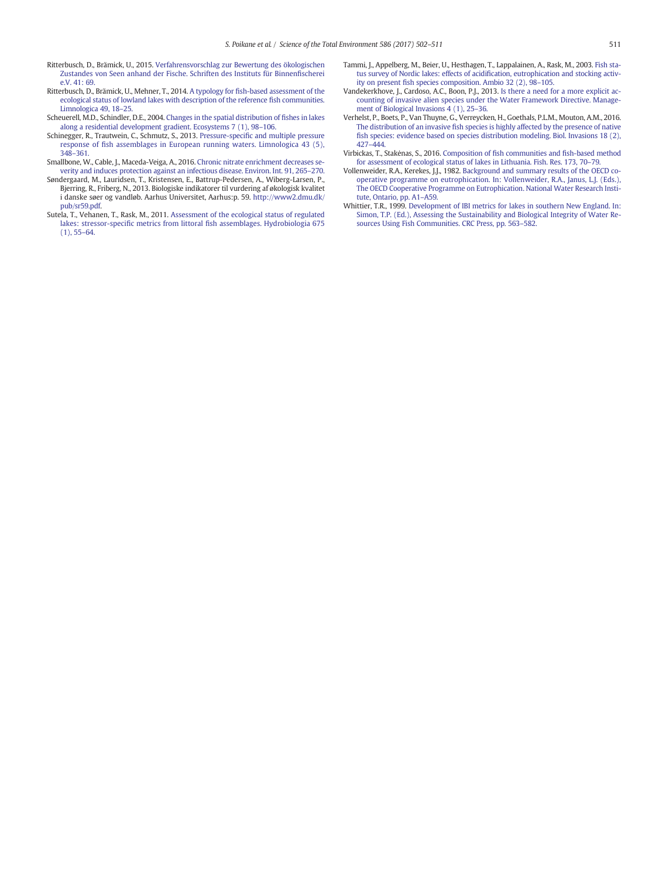Ritterbusch, D., Brämick, U., 2015. Verfahrensvorschlag zur Bewertung des ökologischen Zustandes von Seen anhand der Fische. Schriften des Instituts für Binnenfischerei e.V. 41: 69.

Ritterbusch, D., Brämick, U., Mehner, T., 2014. A typology for fish-based assessment of the ecological status of lowland lakes with description of the reference fish communities. Limnologica 49, 18–25.

Scheuerell, M.D., Schindler, D.E., 2004. Changes in the spatial distribution of fishes in lakes along a residential development gradient. Ecosystems 7 (1), 98–106.

Schinegger, R., Trautwein, C., Schmutz, S., 2013. Pressure-specific and multiple pressure response of fish assemblages in European running waters. Limnologica 43 (5), 348–361.

Smallbone, W., Cable, J., Maceda-Veiga, A., 2016. Chronic nitrate enrichment decreases severity and induces protection against an infectious disease. Environ. Int. 91, 265–270.

Søndergaard, M., Lauridsen, T., Kristensen, E., Battrup-Pedersen, A., Wiberg-Larsen, P., Bjerring, R., Friberg, N., 2013. Biologiske indikatorer til vurdering af økologisk kvalitet i danske søer og vandløb. Aarhus Universitet, Aarhus:p. 59. http://www2.dmu.dk/pub/sr59.pdf.

Sutela, T., Vehanen, T., Rask, M., 2011. Assessment of the ecological status of regulated lakes: stressor-specific metrics from littoral fish assemblages. Hydrobiologia 675 (1), 55–64.

Tammi, J., Appelberg, M., Beier, U., Hesthagen, T., Lappalainen, A., Rask, M., 2003. Fish status survey of Nordic lakes: effects of acidification, eutrophication and stocking activity on present fish species composition. Ambio 32 (2), 98–105.

Vandekerkhove, J., Cardoso, A.C., Boon, P.J., 2013. Is there a need for a more explicit accounting of invasive alien species under the Water Framework Directive. Management of Biological Invasions 4 (1), 25–36.

Verhelst, P., Boets, P., Van Thuyne, G., Verreycken, H., Goethals, P.L.M., Mouton, A.M., 2016. The distribution of an invasive fish species is highly affected by the presence of native fish species: evidence based on species distribution modeling. Biol. Invasions 18 (2), 427–444.

Virbickas, T., Stakėnas, S., 2016. Composition of fish communities and fish-based method for assessment of ecological status of lakes in Lithuania. Fish. Res. 173, 70–79.

Vollenweider, R.A., Kerekes, J.J., 1982. Background and summary results of the OECD cooperative programme on eutrophication. In: Vollenweider, R.A., Janus, L.J. (Eds.), The OECD Cooperative Programme on Eutrophication. National Water Research Institute, Ontario, pp. A1–A59.

Whittier, T.R., 1999. Development of IBI metrics for lakes in southern New England. In: Simon, T.P. (Ed.), Assessing the Sustainability and Biological Integrity of Water Resources Using Fish Communities. CRC Press, pp. 563–582.